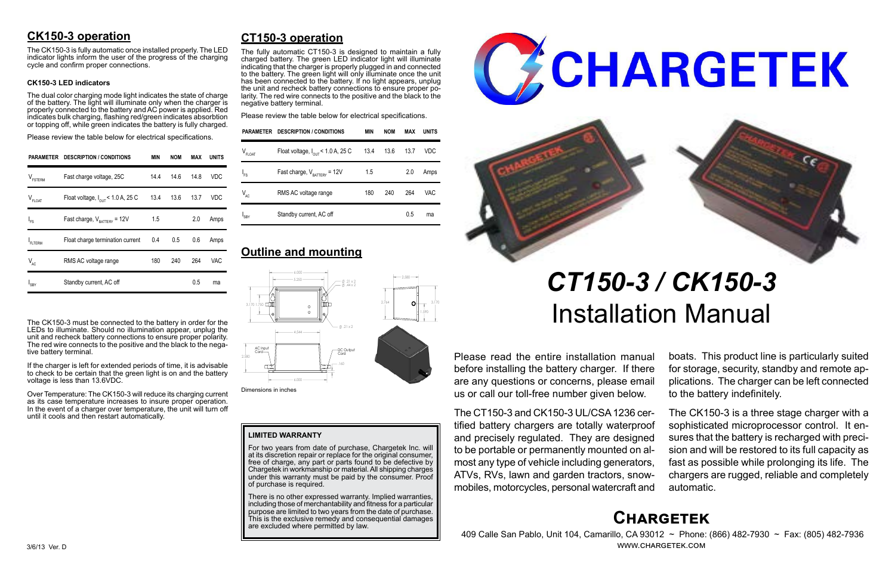## CK150-3 operation

The CK150-3 is fully automatic once installed properly. The LED indicator lights inform the user of the progress of the charging cycle and confirm proper connections.

**CK150-3 LED indicators**

The dual color charging mode light indicates the state of charge of the battery. The light will illuminate only when the charger is properly connected to the battery and AC power is applied. Red indicates bulk charging, flashing red/green indicates absorbtion or topping off, while green indicates the battery is fully charged.

Please review the table below for electrical specifications.

| PARAMETER | DESCRIPTION / CONDITIONS | MIN | NOM | MAX | UNITS |
|---|---|---|---|---|---|
| $V_{FSTERM}$ | Fast charge voltage, 25C | 14.4 | 14.6 | 14.8 | VDC |
| $V_{FLOAT}$ | Float voltage, $I_{OUT}$ < 1.0 A, 25 C | 13.4 | 13.6 | 13.7 | VDC |
| $I_{FS}$ | Fast charge, $V_{BATTERY}$ = 12V | 1.5 | | 2.0 | Amps |
| $I_{FLTERM}$ | Float charge termination current | 0.4 | 0.5 | 0.6 | Amps |
| $V_{AC}$ | RMS AC voltage range | 180 | 240 | 264 | VAC |
| $I_{SBY}$ | Standby current, AC off | | | 0.5 | ma |

The CK150-3 must be connected to the battery in order for the LEDs to illuminate. Should no illumination appear, unplug the unit and recheck battery connections to ensure proper polarity. The red wire connects to the positive and the black to the negative battery terminal.

If the charger is left for extended periods of time, it is advisable to check to be certain that the green light is on and the battery voltage is less than 13.6VDC.

Over Temperature: The CK150-3 will reduce its charging current as its case temperature increases to insure proper operation. In the event of a charger over temperature, the unit will turn off until it cools and then restart automatically.

## CT150-3 operation

The fully automatic CT150-3 is designed to maintain a fully charged battery. The green LED indicator light will illuminate indicating that the charger is properly plugged in and connected to the battery. The green light will only illuminate once the unit has been connected to the battery. If no light appears, unplug the unit and recheck battery connections to ensure proper polarity. The red wire connects to the positive and the black to the negative battery terminal.

Please review the table below for electrical specifications.

| PARAMETER | DESCRIPTION / CONDITIONS | MIN | NOM | MAX | UNITS |
|---|---|---|---|---|---|
| $V_{FLOAT}$ | Float voltage, $I_{OUT}$ < 1.0 A, 25 C | 13.4 | 13.6 | 13.7 | VDC |
| $I_{FS}$ | Fast charge, $V_{BATTERY}$ = 12V | 1.5 | | 2.0 | Amps |
| $V_{AC}$ | RMS AC voltage range | 180 | 240 | 264 | VAC |
| $I_{SBY}$ | Standby current, AC off | | | 0.5 | ma |

## Outline and mounting

6.000
5.250
Ø .21 x 2
Ø .44 x 2
3.170
1.750
Ø .21 x 2
4.544
AC Input Cord
DC Output Cord
2.580
.160
6.000
2.580
2.764
3.170
1.590

Dimensions in inches

**LIMITED WARRANTY**

For two years from date of purchase, Chargetek Inc. will at its discretion repair or replace for the original consumer, free of charge, any part or parts found to be defective by Chargetek in workmanship or material. All shipping charges under this warranty must be paid by the consumer. Proof of purchase is required.

There is no other expressed warranty. Implied warranties, including those of merchantability and fitness for a particular purpose are limited to two years from the date of purchase. This is the exclusive remedy and consequential damages are excluded where permitted by law.

3/6/13 Ver. D

# CHARGETEK

# *CT150-3 / CK150-3*
# Installation Manual

Please read the entire installation manual before installing the battery charger. If there are any questions or concerns, please email us or call our toll-free number given below.

The CT150-3 and CK150-3 UL/CSA 1236 certified battery chargers are totally waterproof and precisely regulated. They are designed to be portable or permanently mounted on almost any type of vehicle including generators, ATVs, RVs, lawn and garden tractors, snowmobiles, motorcycles, personal watercraft and boats. This product line is particularly suited for storage, security, standby and remote applications. The charger can be left connected to the battery indefinitely.

The CK150-3 is a three stage charger with a sophisticated microprocessor control. It ensures that the battery is recharged with precision and will be restored to its full capacity as fast as possible while prolonging its life. The chargers are rugged, reliable and completely automatic.

## Chargetek

409 Calle San Pablo, Unit 104, Camarillo, CA 93012 ~ Phone: (866) 482-7930 ~ Fax: (805) 482-7936
WWW.CHARGETEK.COM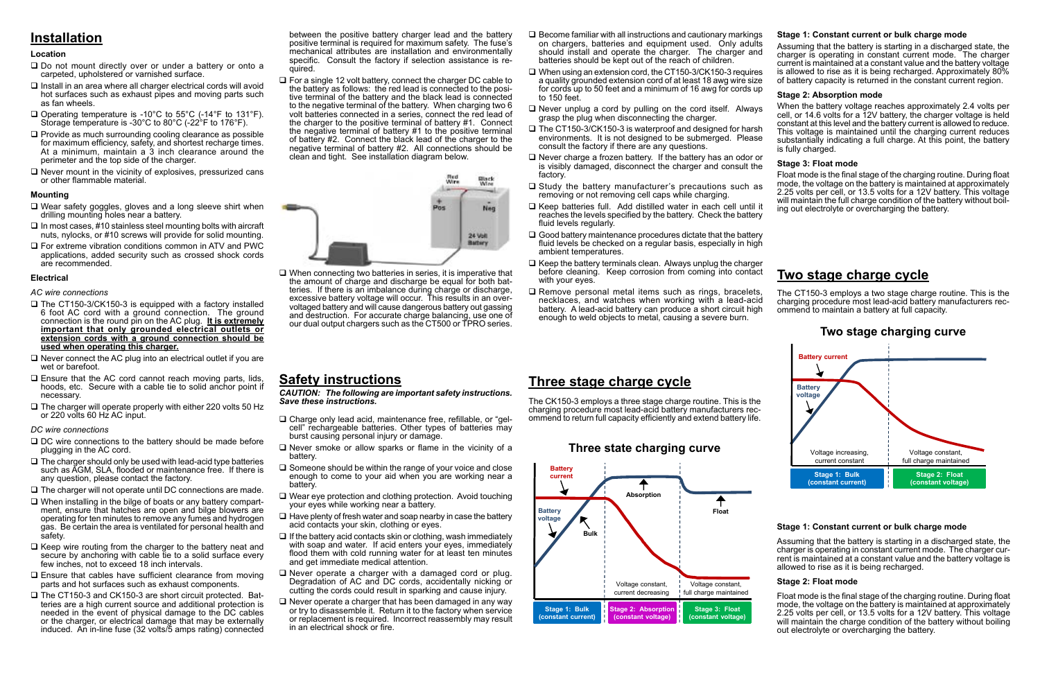## Installation

### Location

- ❑ Do not mount directly over or under a battery or onto a carpeted, upholstered or varnished surface.
- ❑ Install in an area where all charger electrical cords will avoid hot surfaces such as exhaust pipes and moving parts such as fan wheels.
- ❑ Operating temperature is -10°C to 55°C (-14°F to 131°F). Storage temperature is -30°C to 80°C (-22°F to 176°F).
- ❑ Provide as much surrounding cooling clearance as possible for maximum efficiency, safety, and shortest recharge times. At a minimum, maintain a 3 inch clearance around the perimeter and the top side of the charger.
- ❑ Never mount in the vicinity of explosives, pressurized cans or other flammable material.

### Mounting

- ❑ Wear safety goggles, gloves and a long sleeve shirt when drilling mounting holes near a battery.
- ❑ In most cases, #10 stainless steel mounting bolts with aircraft nuts, nylocks, or #10 screws will provide for solid mounting.
- ❑ For extreme vibration conditions common in ATV and PWC applications, added security such as crossed shock cords are recommended.

### Electrical

*AC wire connections*

- ❑ The CT150-3/CK150-3 is equipped with a factory installed 6 foot AC cord with a ground connection. The ground connection is the round pin on the AC plug. **It is extremely important that only grounded electrical outlets or extension cords with a ground connection should be used when operating this charger.**
- ❑ Never connect the AC plug into an electrical outlet if you are wet or barefoot.
- ❑ Ensure that the AC cord cannot reach moving parts, lids, hoods, etc. Secure with a cable tie to solid anchor point if necessary.
- ❑ The charger will operate properly with either 220 volts 50 Hz or 220 volts 60 Hz AC input.

*DC wire connections*

- ❑ DC wire connections to the battery should be made before plugging in the AC cord.
- ❑ The charger should only be used with lead-acid type batteries such as AGM, SLA, flooded or maintenance free. If there is any question, please contact the factory.
- ❑ The charger will not operate until DC connections are made.
- ❑ When installing in the bilge of boats or any battery compartment, ensure that hatches are open and bilge blowers are operating for ten minutes to remove any fumes and hydrogen gas. Be certain the area is ventilated for personal health and safety.
- ❑ Keep wire routing from the charger to the battery neat and secure by anchoring with cable tie to a solid surface every few inches, not to exceed 18 inch intervals.
- ❑ Ensure that cables have sufficient clearance from moving parts and hot surfaces such as exhaust components.
- ❑ The CT150-3 and CK150-3 are short circuit protected. Batteries are a high current source and additional protection is needed in the event of physical damage to the DC cables or the charger, or electrical damage that may be externally induced. An in-line fuse (32 volts/5 amps rating) connected between the positive battery charger lead and the battery positive terminal is required for maximum safety. The fuse's mechanical attributes are installation and environmentally specific. Consult the factory if selection assistance is required.
- ❑ For a single 12 volt battery, connect the charger DC cable to the battery as follows: the red lead is connected to the positive terminal of the battery and the black lead is connected to the negative terminal of the battery. When charging two 6 volt batteries connected in a series, connect the red lead of the charger to the positive terminal of battery #1. Connect the negative terminal of battery #1 to the positive terminal of battery #2. Connect the black lead of the charger to the negative terminal of battery #2. All connections should be clean and tight. See installation diagram below.

Red Wire
Black Wire
+ Pos
- Neg
24 Volt Battery

- ❑ When connecting two batteries in series, it is imperative that the amount of charge and discharge be equal for both batteries. If there is an imbalance during charge or discharge, excessive battery voltage will occur. This results in an overvoltaged battery and will cause dangerous battery out gassing and destruction. For accurate charge balancing, use one of our dual output chargers such as the CT500 or TPRO series.

## Safety instructions

***CAUTION: The following are important safety instructions. Save these instructions.***

- ❑ Charge only lead acid, maintenance free, refillable, or "gel-cell" rechargeable batteries. Other types of batteries may burst causing personal injury or damage.
- ❑ Never smoke or allow sparks or flame in the vicinity of a battery.
- ❑ Someone should be within the range of your voice and close enough to come to your aid when you are working near a battery.
- ❑ Wear eye protection and clothing protection. Avoid touching your eyes while working near a battery.
- ❑ Have plenty of fresh water and soap nearby in case the battery acid contacts your skin, clothing or eyes.
- ❑ If the battery acid contacts skin or clothing, wash immediately with soap and water. If acid enters your eyes, immediately flood them with cold running water for at least ten minutes and get immediate medical attention.
- ❑ Never operate a charger with a damaged cord or plug. Degradation of AC and DC cords, accidentally nicking or cutting the cords could result in sparking and cause injury.
- ❑ Never operate a charger that has been damaged in any way or try to disassemble it. Return it to the factory when service or replacement is required. Incorrect reassembly may result in an electrical shock or fire.
- ❑ Become familiar with all instructions and cautionary markings on chargers, batteries and equipment used. Only adults should install and operate the charger. The charger and batteries should be kept out of the reach of children.
- ❑ When using an extension cord, the CT150-3/CK150-3 requires a quality grounded extension cord of at least 18 awg wire size for cords up to 50 feet and a minimum of 16 awg for cords up to 150 feet.
- ❑ Never unplug a cord by pulling on the cord itself. Always grasp the plug when disconnecting the charger.
- ❑ The CT150-3/CK150-3 is waterproof and designed for harsh environments. It is not designed to be submerged. Please consult the factory if there are any questions.
- ❑ Never charge a frozen battery. If the battery has an odor or is visibly damaged, disconnect the charger and consult the factory.
- ❑ Study the battery manufacturer's precautions such as removing or not removing cell caps while charging.
- ❑ Keep batteries full. Add distilled water in each cell until it reaches the levels specified by the battery manufacturer. Check the battery fluid levels regularly.
- ❑ Good battery maintenance procedures dictate that the battery fluid levels be checked on a regular basis, especially in high ambient temperatures.
- ❑ Keep the battery terminals clean. Always unplug the charger before cleaning. Keep corrosion from coming into contact with your eyes.
- ❑ Remove personal metal items such as rings, bracelets, necklaces, and watches when working with a lead-acid battery. A lead-acid battery can produce a short circuit high enough to weld objects to metal, causing a severe burn.

## Three stage charge cycle

The CK150-3 employs a three stage charge routine. This is the charging procedure most lead-acid battery manufacturers recommend to return full capacity efficiently and extend battery life.

### Three state charging curve

Battery current
Battery voltage
Bulk
Absorption
Float
Voltage constant, current decreasing
Voltage constant, full charge maintained
Stage 1: Bulk (constant current)
Stage 2: Absorption (constant voltage)
Stage 3: Float (constant voltage)

### Stage 1: Constant current or bulk charge mode

Assuming that the battery is starting in a discharged state, the charger is operating in constant current mode. The charger current is maintained at a constant value and the battery voltage is allowed to rise as it is being recharged. Approximately 80% of battery capacity is returned in the constant current region.

### Stage 2: Absorption mode

When the battery voltage reaches approximately 2.4 volts per cell, or 14.6 volts for a 12V battery, the charger voltage is held constant at this level and the battery current is allowed to reduce. This voltage is maintained until the charging current reduces substantially indicating a full charge. At this point, the battery is fully charged.

### Stage 3: Float mode

Float mode is the final stage of the charging routine. During float mode, the voltage on the battery is maintained at approximately 2.25 volts per cell, or 13.5 volts for a 12V battery. This voltage will maintain the full charge condition of the battery without boiling out electrolyte or overcharging the battery.

## Two stage charge cycle

The CT150-3 employs a two stage charge routine. This is the charging procedure most lead-acid battery manufacturers recommend to maintain a battery at full capacity.

### Two stage charging curve

Battery current
Battery voltage
Voltage increasing, current constant
Voltage constant, full charge maintained
Stage 1: Bulk (constant current)
Stage 2: Float (constant voltage)

### Stage 1: Constant current or bulk charge mode

Assuming that the battery is starting in a discharged state, the charger is operating in constant current mode. The charger current is maintained at a constant value and the battery voltage is allowed to rise as it is being recharged.

### Stage 2: Float mode

Float mode is the final stage of the charging routine. During float mode, the voltage on the battery is maintained at approximately 2.25 volts per cell, or 13.5 volts for a 12V battery. This voltage will maintain the charge condition of the battery without boiling out electrolyte or overcharging the battery.